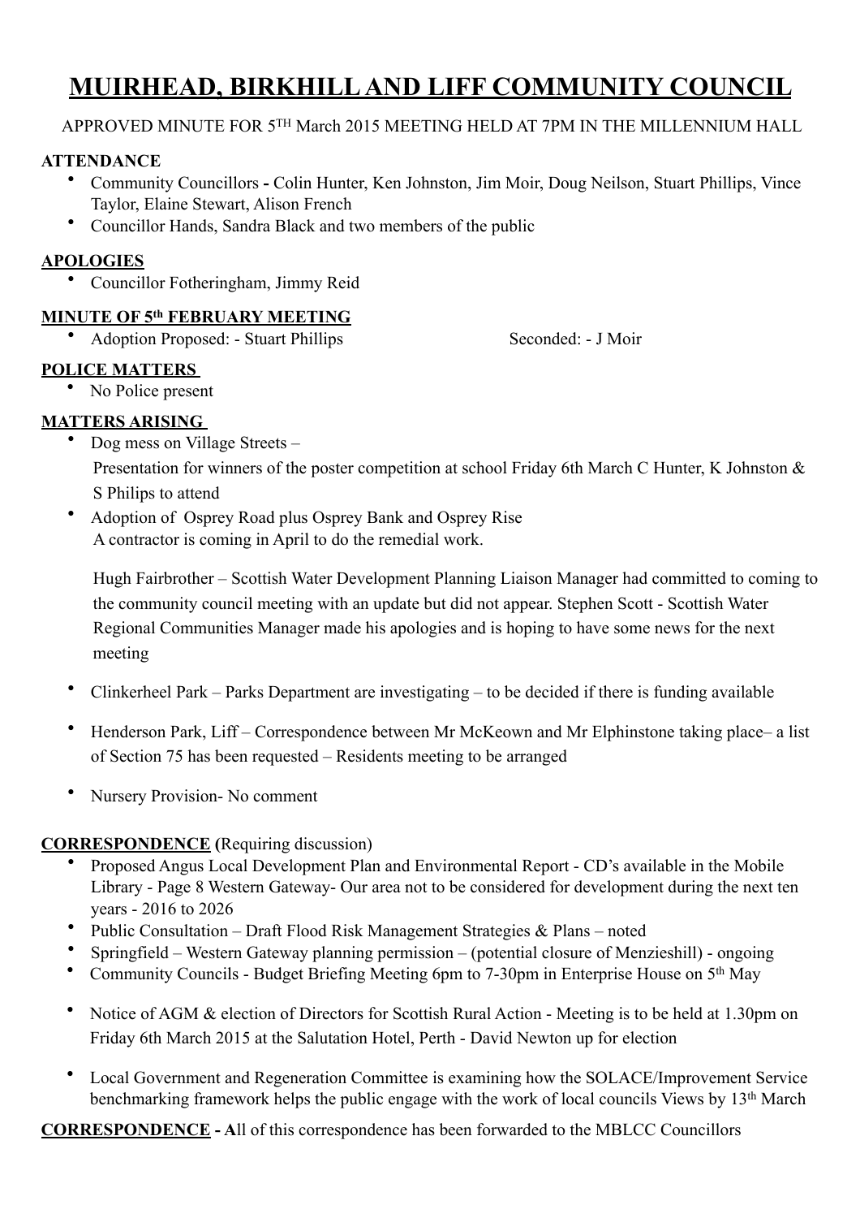# MUIRHEAD, BIRKHILL AND LIFF COMMUNITY COUNCIL

APPROVED MINUTE FOR 5TH March 2015 MEETING HELD AT 7PM IN THE MILLENNIUM HALL

**ATTENDANCE**

- Community Councillors **-** Colin Hunter, Ken Johnston, Jim Moir, Doug Neilson, Stuart Phillips, Vince Taylor, Elaine Stewart, Alison French
- Councillor Hands, Sandra Black and two members of the public

**APOLOGIES**

- Councillor Fotheringham, Jimmy Reid

**MINUTE OF 5th FEBRUARY MEETING**

- Adoption Proposed: - Stuart Phillips Seconded: - J Moir

**POLICE MATTERS**

- No Police present

**MATTERS ARISING**

- Dog mess on Village Streets –
  Presentation for winners of the poster competition at school Friday 6th March C Hunter, K Johnston & S Philips to attend
- Adoption of Osprey Road plus Osprey Bank and Osprey Rise
  A contractor is coming in April to do the remedial work.

  Hugh Fairbrother – Scottish Water Development Planning Liaison Manager had committed to coming to the community council meeting with an update but did not appear. Stephen Scott - Scottish Water Regional Communities Manager made his apologies and is hoping to have some news for the next meeting
- Clinkerheel Park – Parks Department are investigating – to be decided if there is funding available
- Henderson Park, Liff – Correspondence between Mr McKeown and Mr Elphinstone taking place– a list of Section 75 has been requested – Residents meeting to be arranged
- Nursery Provision- No comment

**CORRESPONDENCE (**Requiring discussion)

- Proposed Angus Local Development Plan and Environmental Report - CD's available in the Mobile Library - Page 8 Western Gateway- Our area not to be considered for development during the next ten years - 2016 to 2026
- Public Consultation – Draft Flood Risk Management Strategies & Plans – noted
- Springfield – Western Gateway planning permission – (potential closure of Menzieshill) - ongoing
- Community Councils - Budget Briefing Meeting 6pm to 7-30pm in Enterprise House on 5th May
- Notice of AGM & election of Directors for Scottish Rural Action - Meeting is to be held at 1.30pm on Friday 6th March 2015 at the Salutation Hotel, Perth - David Newton up for election
- Local Government and Regeneration Committee is examining how the SOLACE/Improvement Service benchmarking framework helps the public engage with the work of local councils Views by 13th March

**CORRESPONDENCE - A**ll of this correspondence has been forwarded to the MBLCC Councillors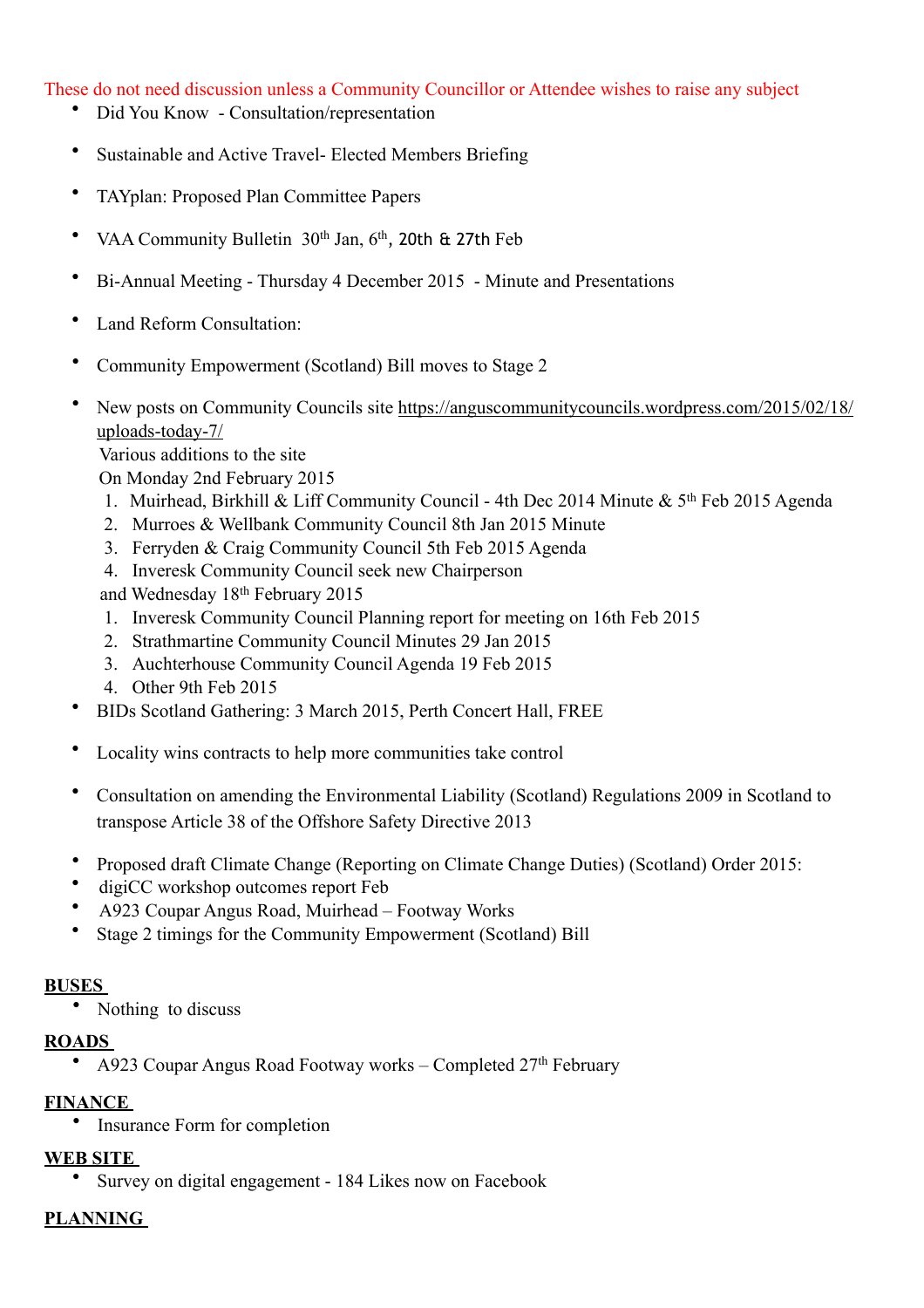These do not need discussion unless a Community Councillor or Attendee wishes to raise any subject

- Did You Know - Consultation/representation
- Sustainable and Active Travel- Elected Members Briefing
- TAYplan: Proposed Plan Committee Papers
- VAA Community Bulletin 30th Jan, 6th, 20th & 27th Feb
- Bi-Annual Meeting - Thursday 4 December 2015 - Minute and Presentations
- Land Reform Consultation:
- Community Empowerment (Scotland) Bill moves to Stage 2
- New posts on Community Councils site https://anguscommunitycouncils.wordpress.com/2015/02/18/uploads-today-7/
  Various additions to the site
  On Monday 2nd February 2015
  1. Muirhead, Birkhill & Liff Community Council - 4th Dec 2014 Minute & 5th Feb 2015 Agenda
  2. Murroes & Wellbank Community Council 8th Jan 2015 Minute
  3. Ferryden & Craig Community Council 5th Feb 2015 Agenda
  4. Inveresk Community Council seek new Chairperson

  and Wednesday 18th February 2015
  1. Inveresk Community Council Planning report for meeting on 16th Feb 2015
  2. Strathmartine Community Council Minutes 29 Jan 2015
  3. Auchterhouse Community Council Agenda 19 Feb 2015
  4. Other 9th Feb 2015
- BIDs Scotland Gathering: 3 March 2015, Perth Concert Hall, FREE
- Locality wins contracts to help more communities take control
- Consultation on amending the Environmental Liability (Scotland) Regulations 2009 in Scotland to transpose Article 38 of the Offshore Safety Directive 2013
- Proposed draft Climate Change (Reporting on Climate Change Duties) (Scotland) Order 2015:
- digiCC workshop outcomes report Feb
- A923 Coupar Angus Road, Muirhead – Footway Works
- Stage 2 timings for the Community Empowerment (Scotland) Bill

**BUSES**

- Nothing to discuss

**ROADS**

- A923 Coupar Angus Road Footway works – Completed 27th February

**FINANCE**

- Insurance Form for completion

**WEB SITE**

- Survey on digital engagement - 184 Likes now on Facebook

**PLANNING**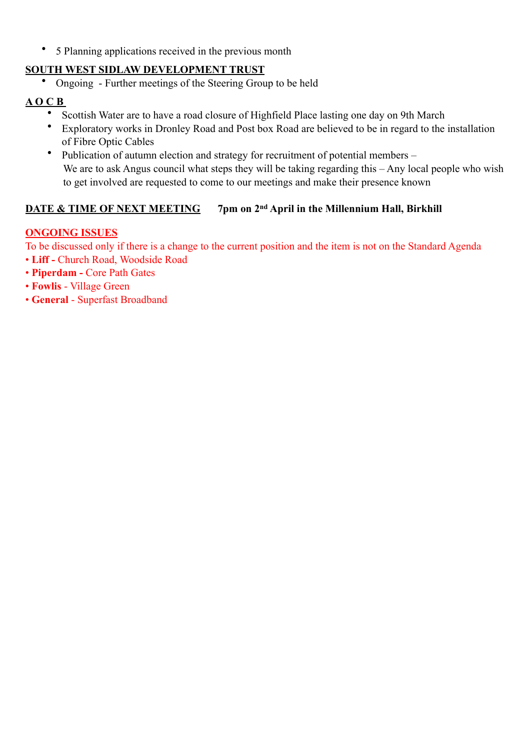- 5 Planning applications received in the previous month

**SOUTH WEST SIDLAW DEVELOPMENT TRUST**

- Ongoing - Further meetings of the Steering Group to be held

**A O C B**

- Scottish Water are to have a road closure of Highfield Place lasting one day on 9th March
- Exploratory works in Dronley Road and Post box Road are believed to be in regard to the installation of Fibre Optic Cables
- Publication of autumn election and strategy for recruitment of potential members – We are to ask Angus council what steps they will be taking regarding this – Any local people who wish to get involved are requested to come to our meetings and make their presence known

**DATE & TIME OF NEXT MEETING** **7pm on 2nd April in the Millennium Hall, Birkhill**

**ONGOING ISSUES**

To be discussed only if there is a change to the current position and the item is not on the Standard Agenda

- **Liff -** Church Road, Woodside Road
- **Piperdam -** Core Path Gates
- **Fowlis** - Village Green
- **General** - Superfast Broadband